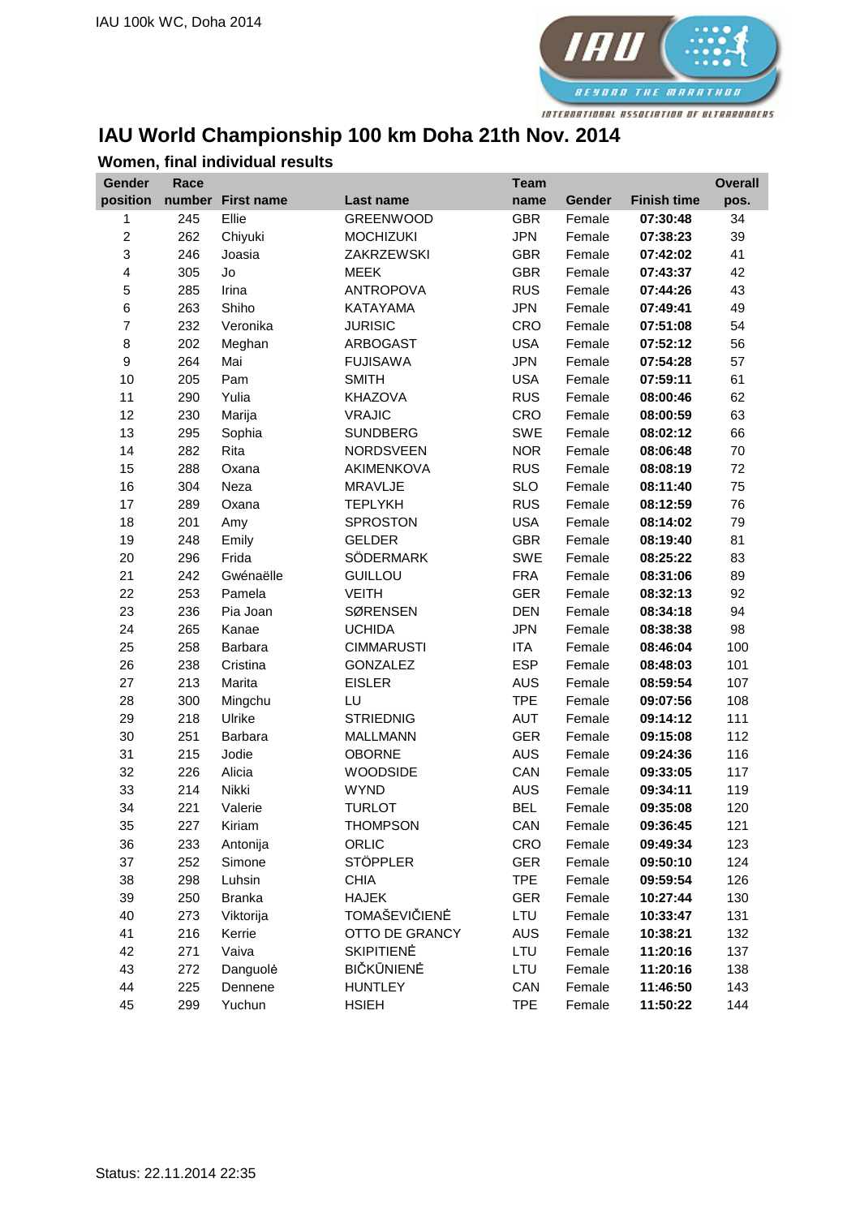IAU 100k WC, Doha 2014

# IAU World Championship 100 km Doha 21th Nov. 2014

## Women, final individual results

| Gender position | Race number | First name | Last name | Team name | Gender | Finish time | Overall pos. |
|---|---|---|---|---|---|---|---|
| 1 | 245 | Ellie | GREENWOOD | GBR | Female | **07:30:48** | 34 |
| 2 | 262 | Chiyuki | MOCHIZUKI | JPN | Female | **07:38:23** | 39 |
| 3 | 246 | Joasia | ZAKRZEWSKI | GBR | Female | **07:42:02** | 41 |
| 4 | 305 | Jo | MEEK | GBR | Female | **07:43:37** | 42 |
| 5 | 285 | Irina | ANTROPOVA | RUS | Female | **07:44:26** | 43 |
| 6 | 263 | Shiho | KATAYAMA | JPN | Female | **07:49:41** | 49 |
| 7 | 232 | Veronika | JURISIC | CRO | Female | **07:51:08** | 54 |
| 8 | 202 | Meghan | ARBOGAST | USA | Female | **07:52:12** | 56 |
| 9 | 264 | Mai | FUJISAWA | JPN | Female | **07:54:28** | 57 |
| 10 | 205 | Pam | SMITH | USA | Female | **07:59:11** | 61 |
| 11 | 290 | Yulia | KHAZOVA | RUS | Female | **08:00:46** | 62 |
| 12 | 230 | Marija | VRAJIC | CRO | Female | **08:00:59** | 63 |
| 13 | 295 | Sophia | SUNDBERG | SWE | Female | **08:02:12** | 66 |
| 14 | 282 | Rita | NORDSVEEN | NOR | Female | **08:06:48** | 70 |
| 15 | 288 | Oxana | AKIMENKOVA | RUS | Female | **08:08:19** | 72 |
| 16 | 304 | Neza | MRAVLJE | SLO | Female | **08:11:40** | 75 |
| 17 | 289 | Oxana | TEPLYKH | RUS | Female | **08:12:59** | 76 |
| 18 | 201 | Amy | SPROSTON | USA | Female | **08:14:02** | 79 |
| 19 | 248 | Emily | GELDER | GBR | Female | **08:19:40** | 81 |
| 20 | 296 | Frida | SÖDERMARK | SWE | Female | **08:25:22** | 83 |
| 21 | 242 | Gwénaëlle | GUILLOU | FRA | Female | **08:31:06** | 89 |
| 22 | 253 | Pamela | VEITH | GER | Female | **08:32:13** | 92 |
| 23 | 236 | Pia Joan | SØRENSEN | DEN | Female | **08:34:18** | 94 |
| 24 | 265 | Kanae | UCHIDA | JPN | Female | **08:38:38** | 98 |
| 25 | 258 | Barbara | CIMMARUSTI | ITA | Female | **08:46:04** | 100 |
| 26 | 238 | Cristina | GONZALEZ | ESP | Female | **08:48:03** | 101 |
| 27 | 213 | Marita | EISLER | AUS | Female | **08:59:54** | 107 |
| 28 | 300 | Mingchu | LU | TPE | Female | **09:07:56** | 108 |
| 29 | 218 | Ulrike | STRIEDNIG | AUT | Female | **09:14:12** | 111 |
| 30 | 251 | Barbara | MALLMANN | GER | Female | **09:15:08** | 112 |
| 31 | 215 | Jodie | OBORNE | AUS | Female | **09:24:36** | 116 |
| 32 | 226 | Alicia | WOODSIDE | CAN | Female | **09:33:05** | 117 |
| 33 | 214 | Nikki | WYND | AUS | Female | **09:34:11** | 119 |
| 34 | 221 | Valerie | TURLOT | BEL | Female | **09:35:08** | 120 |
| 35 | 227 | Kiriam | THOMPSON | CAN | Female | **09:36:45** | 121 |
| 36 | 233 | Antonija | ORLIC | CRO | Female | **09:49:34** | 123 |
| 37 | 252 | Simone | STÖPPLER | GER | Female | **09:50:10** | 124 |
| 38 | 298 | Luhsin | CHIA | TPE | Female | **09:59:54** | 126 |
| 39 | 250 | Branka | HAJEK | GER | Female | **10:27:44** | 130 |
| 40 | 273 | Viktorija | TOMAŠEVIČIENĖ | LTU | Female | **10:33:47** | 131 |
| 41 | 216 | Kerrie | OTTO DE GRANCY | AUS | Female | **10:38:21** | 132 |
| 42 | 271 | Vaiva | SKIPITIENĖ | LTU | Female | **11:20:16** | 137 |
| 43 | 272 | Danguolė | BIČKŪNIENĖ | LTU | Female | **11:20:16** | 138 |
| 44 | 225 | Dennene | HUNTLEY | CAN | Female | **11:46:50** | 143 |
| 45 | 299 | Yuchun | HSIEH | TPE | Female | **11:50:22** | 144 |

Status: 22.11.2014 22:35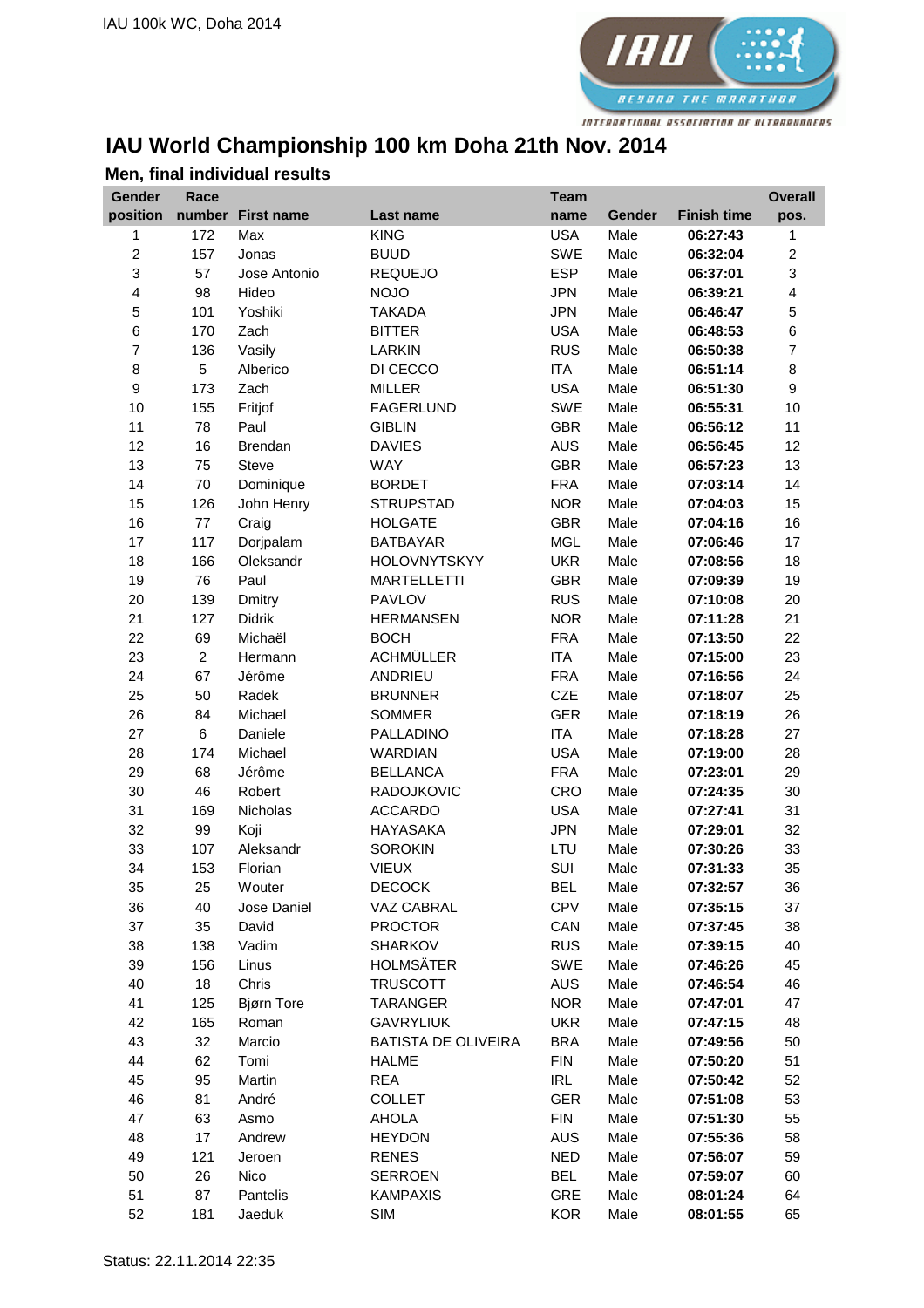# IAU World Championship 100 km Doha 21th Nov. 2014

## Men, final individual results

| Gender position | Race number | First name | Last name | Team name | Gender | Finish time | Overall pos. |
|---|---|---|---|---|---|---|---|
| 1 | 172 | Max | KING | USA | Male | **06:27:43** | 1 |
| 2 | 157 | Jonas | BUUD | SWE | Male | **06:32:04** | 2 |
| 3 | 57 | Jose Antonio | REQUEJO | ESP | Male | **06:37:01** | 3 |
| 4 | 98 | Hideo | NOJO | JPN | Male | **06:39:21** | 4 |
| 5 | 101 | Yoshiki | TAKADA | JPN | Male | **06:46:47** | 5 |
| 6 | 170 | Zach | BITTER | USA | Male | **06:48:53** | 6 |
| 7 | 136 | Vasily | LARKIN | RUS | Male | **06:50:38** | 7 |
| 8 | 5 | Alberico | DI CECCO | ITA | Male | **06:51:14** | 8 |
| 9 | 173 | Zach | MILLER | USA | Male | **06:51:30** | 9 |
| 10 | 155 | Fritjof | FAGERLUND | SWE | Male | **06:55:31** | 10 |
| 11 | 78 | Paul | GIBLIN | GBR | Male | **06:56:12** | 11 |
| 12 | 16 | Brendan | DAVIES | AUS | Male | **06:56:45** | 12 |
| 13 | 75 | Steve | WAY | GBR | Male | **06:57:23** | 13 |
| 14 | 70 | Dominique | BORDET | FRA | Male | **07:03:14** | 14 |
| 15 | 126 | John Henry | STRUPSTAD | NOR | Male | **07:04:03** | 15 |
| 16 | 77 | Craig | HOLGATE | GBR | Male | **07:04:16** | 16 |
| 17 | 117 | Dorjpalam | BATBAYAR | MGL | Male | **07:06:46** | 17 |
| 18 | 166 | Oleksandr | HOLOVNYTSKYY | UKR | Male | **07:08:56** | 18 |
| 19 | 76 | Paul | MARTELLETTI | GBR | Male | **07:09:39** | 19 |
| 20 | 139 | Dmitry | PAVLOV | RUS | Male | **07:10:08** | 20 |
| 21 | 127 | Didrik | HERMANSEN | NOR | Male | **07:11:28** | 21 |
| 22 | 69 | Michaël | BOCH | FRA | Male | **07:13:50** | 22 |
| 23 | 2 | Hermann | ACHMÜLLER | ITA | Male | **07:15:00** | 23 |
| 24 | 67 | Jérôme | ANDRIEU | FRA | Male | **07:16:56** | 24 |
| 25 | 50 | Radek | BRUNNER | CZE | Male | **07:18:07** | 25 |
| 26 | 84 | Michael | SOMMER | GER | Male | **07:18:19** | 26 |
| 27 | 6 | Daniele | PALLADINO | ITA | Male | **07:18:28** | 27 |
| 28 | 174 | Michael | WARDIAN | USA | Male | **07:19:00** | 28 |
| 29 | 68 | Jérôme | BELLANCA | FRA | Male | **07:23:01** | 29 |
| 30 | 46 | Robert | RADOJKOVIC | CRO | Male | **07:24:35** | 30 |
| 31 | 169 | Nicholas | ACCARDO | USA | Male | **07:27:41** | 31 |
| 32 | 99 | Koji | HAYASAKA | JPN | Male | **07:29:01** | 32 |
| 33 | 107 | Aleksandr | SOROKIN | LTU | Male | **07:30:26** | 33 |
| 34 | 153 | Florian | VIEUX | SUI | Male | **07:31:33** | 35 |
| 35 | 25 | Wouter | DECOCK | BEL | Male | **07:32:57** | 36 |
| 36 | 40 | Jose Daniel | VAZ CABRAL | CPV | Male | **07:35:15** | 37 |
| 37 | 35 | David | PROCTOR | CAN | Male | **07:37:45** | 38 |
| 38 | 138 | Vadim | SHARKOV | RUS | Male | **07:39:15** | 40 |
| 39 | 156 | Linus | HOLMSÄTER | SWE | Male | **07:46:26** | 45 |
| 40 | 18 | Chris | TRUSCOTT | AUS | Male | **07:46:54** | 46 |
| 41 | 125 | Bjørn Tore | TARANGER | NOR | Male | **07:47:01** | 47 |
| 42 | 165 | Roman | GAVRYLIUK | UKR | Male | **07:47:15** | 48 |
| 43 | 32 | Marcio | BATISTA DE OLIVEIRA | BRA | Male | **07:49:56** | 50 |
| 44 | 62 | Tomi | HALME | FIN | Male | **07:50:20** | 51 |
| 45 | 95 | Martin | REA | IRL | Male | **07:50:42** | 52 |
| 46 | 81 | André | COLLET | GER | Male | **07:51:08** | 53 |
| 47 | 63 | Asmo | AHOLA | FIN | Male | **07:51:30** | 55 |
| 48 | 17 | Andrew | HEYDON | AUS | Male | **07:55:36** | 58 |
| 49 | 121 | Jeroen | RENES | NED | Male | **07:56:07** | 59 |
| 50 | 26 | Nico | SERROEN | BEL | Male | **07:59:07** | 60 |
| 51 | 87 | Pantelis | KAMPAXIS | GRE | Male | **08:01:24** | 64 |
| 52 | 181 | Jaeduk | SIM | KOR | Male | **08:01:55** | 65 |

Status: 22.11.2014 22:35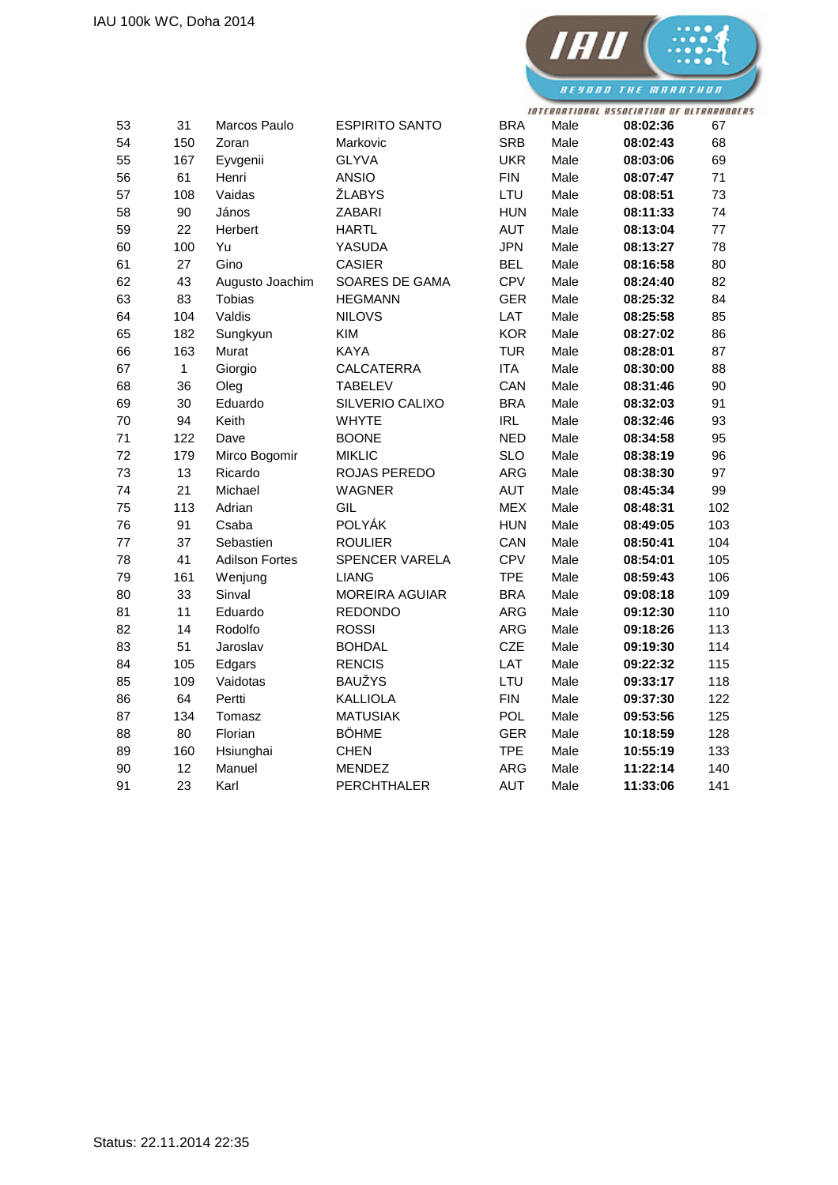| | | | | | | | |
|---|---|---|---|---|---|---|---|
| 53 | 31 | Marcos Paulo | ESPIRITO SANTO | BRA | Male | **08:02:36** | 67 |
| 54 | 150 | Zoran | Markovic | SRB | Male | **08:02:43** | 68 |
| 55 | 167 | Eyvgenii | GLYVA | UKR | Male | **08:03:06** | 69 |
| 56 | 61 | Henri | ANSIO | FIN | Male | **08:07:47** | 71 |
| 57 | 108 | Vaidas | ŽLABYS | LTU | Male | **08:08:51** | 73 |
| 58 | 90 | János | ZABARI | HUN | Male | **08:11:33** | 74 |
| 59 | 22 | Herbert | HARTL | AUT | Male | **08:13:04** | 77 |
| 60 | 100 | Yu | YASUDA | JPN | Male | **08:13:27** | 78 |
| 61 | 27 | Gino | CASIER | BEL | Male | **08:16:58** | 80 |
| 62 | 43 | Augusto Joachim | SOARES DE GAMA | CPV | Male | **08:24:40** | 82 |
| 63 | 83 | Tobias | HEGMANN | GER | Male | **08:25:32** | 84 |
| 64 | 104 | Valdis | NILOVS | LAT | Male | **08:25:58** | 85 |
| 65 | 182 | Sungkyun | KIM | KOR | Male | **08:27:02** | 86 |
| 66 | 163 | Murat | KAYA | TUR | Male | **08:28:01** | 87 |
| 67 | 1 | Giorgio | CALCATERRA | ITA | Male | **08:30:00** | 88 |
| 68 | 36 | Oleg | TABELEV | CAN | Male | **08:31:46** | 90 |
| 69 | 30 | Eduardo | SILVERIO CALIXO | BRA | Male | **08:32:03** | 91 |
| 70 | 94 | Keith | WHYTE | IRL | Male | **08:32:46** | 93 |
| 71 | 122 | Dave | BOONE | NED | Male | **08:34:58** | 95 |
| 72 | 179 | Mirco Bogomir | MIKLIC | SLO | Male | **08:38:19** | 96 |
| 73 | 13 | Ricardo | ROJAS PEREDO | ARG | Male | **08:38:30** | 97 |
| 74 | 21 | Michael | WAGNER | AUT | Male | **08:45:34** | 99 |
| 75 | 113 | Adrian | GIL | MEX | Male | **08:48:31** | 102 |
| 76 | 91 | Csaba | POLYÁK | HUN | Male | **08:49:05** | 103 |
| 77 | 37 | Sebastien | ROULIER | CAN | Male | **08:50:41** | 104 |
| 78 | 41 | Adilson Fortes | SPENCER VARELA | CPV | Male | **08:54:01** | 105 |
| 79 | 161 | Wenjung | LIANG | TPE | Male | **08:59:43** | 106 |
| 80 | 33 | Sinval | MOREIRA AGUIAR | BRA | Male | **09:08:18** | 109 |
| 81 | 11 | Eduardo | REDONDO | ARG | Male | **09:12:30** | 110 |
| 82 | 14 | Rodolfo | ROSSI | ARG | Male | **09:18:26** | 113 |
| 83 | 51 | Jaroslav | BOHDAL | CZE | Male | **09:19:30** | 114 |
| 84 | 105 | Edgars | RENCIS | LAT | Male | **09:22:32** | 115 |
| 85 | 109 | Vaidotas | BAUŽYS | LTU | Male | **09:33:17** | 118 |
| 86 | 64 | Pertti | KALLIOLA | FIN | Male | **09:37:30** | 122 |
| 87 | 134 | Tomasz | MATUSIAK | POL | Male | **09:53:56** | 125 |
| 88 | 80 | Florian | BÖHME | GER | Male | **10:18:59** | 128 |
| 89 | 160 | Hsiunghai | CHEN | TPE | Male | **10:55:19** | 133 |
| 90 | 12 | Manuel | MENDEZ | ARG | Male | **11:22:14** | 140 |
| 91 | 23 | Karl | PERCHTHALER | AUT | Male | **11:33:06** | 141 |

Status: 22.11.2014 22:35